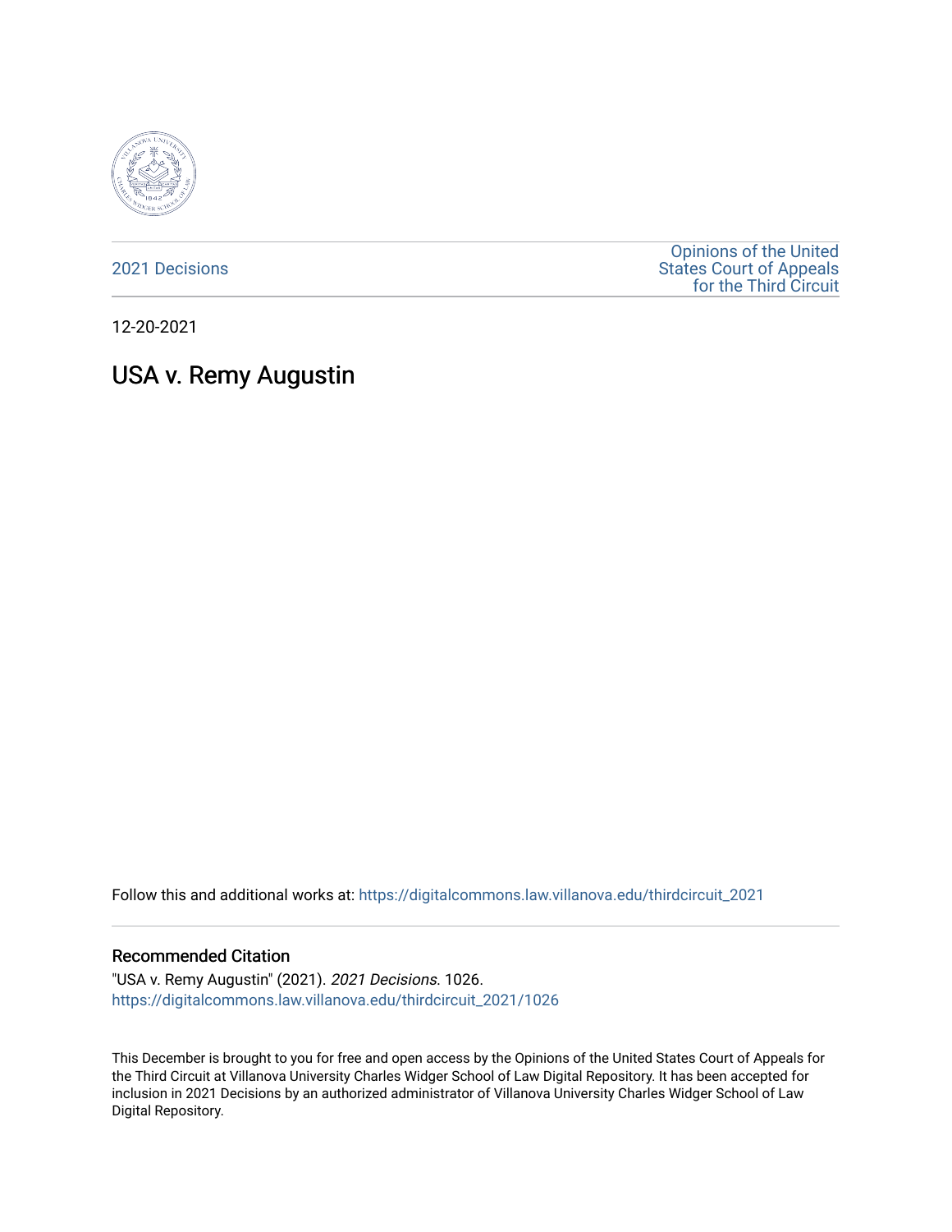2021 Decisions

Opinions of the United States Court of Appeals for the Third Circuit

12-20-2021

# USA v. Remy Augustin

Follow this and additional works at: https://digitalcommons.law.villanova.edu/thirdcircuit_2021

## Recommended Citation

"USA v. Remy Augustin" (2021). *2021 Decisions*. 1026.
https://digitalcommons.law.villanova.edu/thirdcircuit_2021/1026

This December is brought to you for free and open access by the Opinions of the United States Court of Appeals for the Third Circuit at Villanova University Charles Widger School of Law Digital Repository. It has been accepted for inclusion in 2021 Decisions by an authorized administrator of Villanova University Charles Widger School of Law Digital Repository.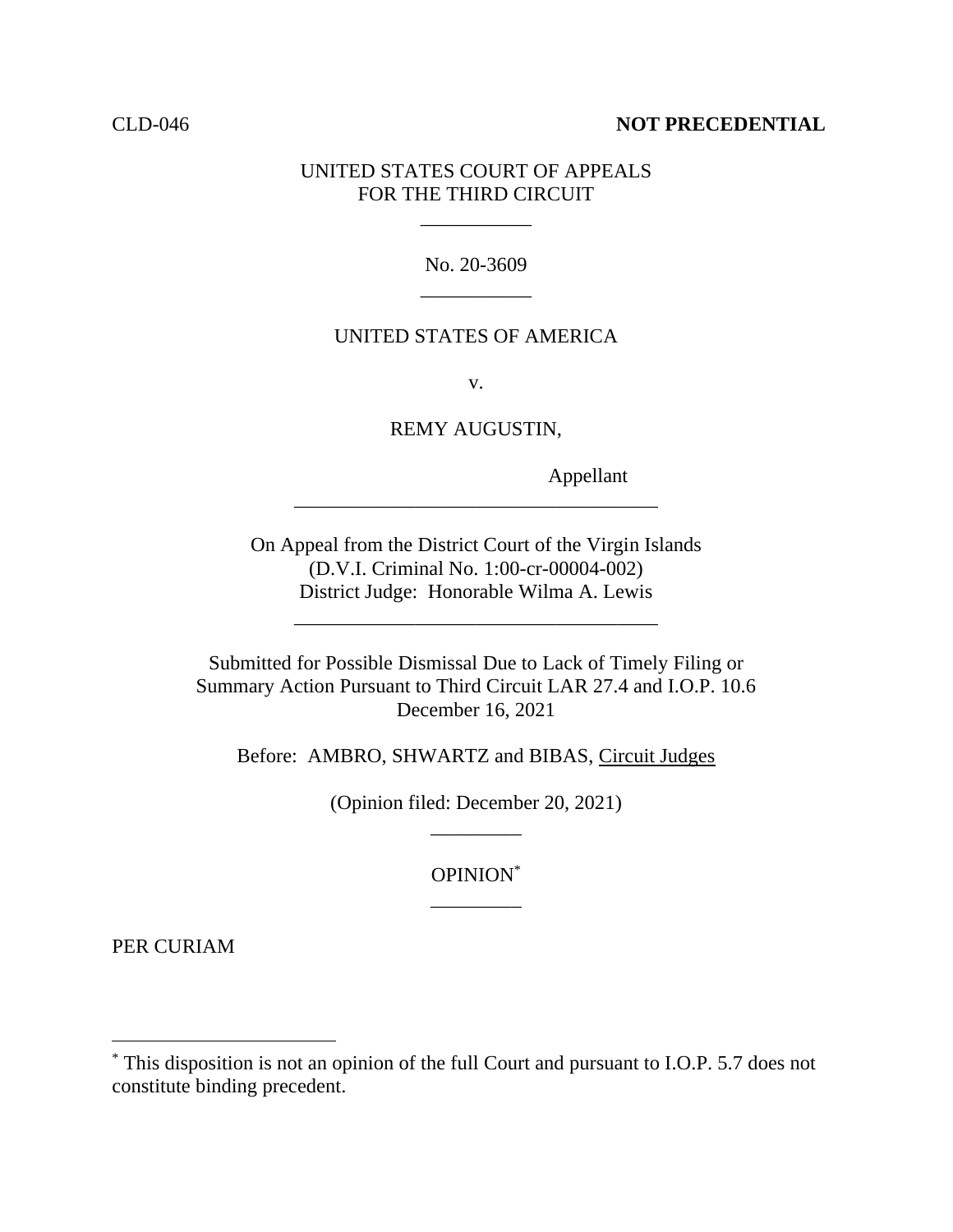CLD-046 **NOT PRECEDENTIAL**

UNITED STATES COURT OF APPEALS
FOR THE THIRD CIRCUIT

---

No. 20-3609

---

UNITED STATES OF AMERICA

v.

REMY AUGUSTIN,

Appellant

---

On Appeal from the District Court of the Virgin Islands
(D.V.I. Criminal No. 1:00-cr-00004-002)
District Judge: Honorable Wilma A. Lewis

---

Submitted for Possible Dismissal Due to Lack of Timely Filing or
Summary Action Pursuant to Third Circuit LAR 27.4 and I.O.P. 10.6
December 16, 2021

Before: AMBRO, SHWARTZ and BIBAS, Circuit Judges

(Opinion filed: December 20, 2021)

---

OPINION[*]

---

PER CURIAM

---

[*] This disposition is not an opinion of the full Court and pursuant to I.O.P. 5.7 does not constitute binding precedent.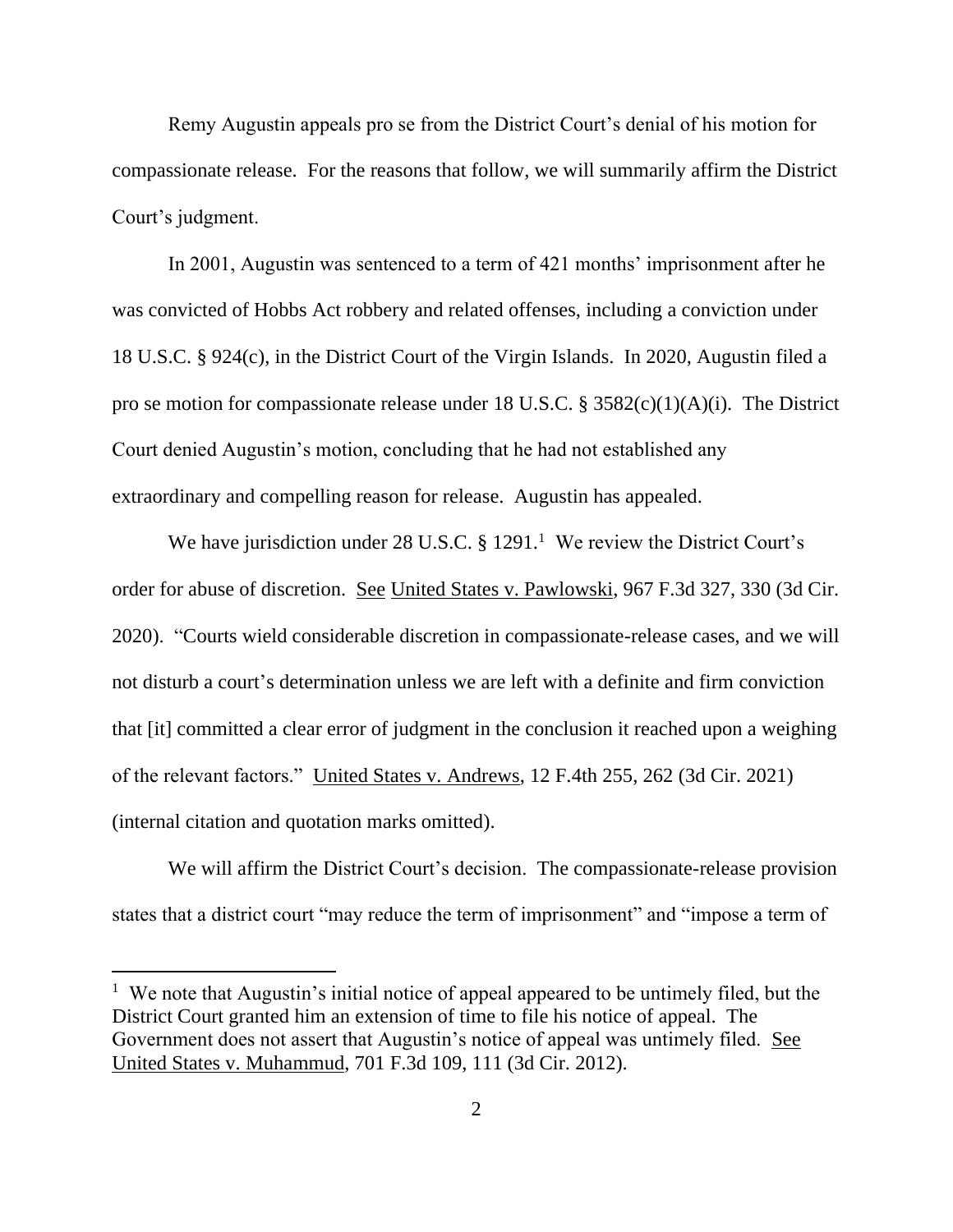Remy Augustin appeals pro se from the District Court's denial of his motion for compassionate release. For the reasons that follow, we will summarily affirm the District Court's judgment.

In 2001, Augustin was sentenced to a term of 421 months' imprisonment after he was convicted of Hobbs Act robbery and related offenses, including a conviction under 18 U.S.C. § 924(c), in the District Court of the Virgin Islands. In 2020, Augustin filed a pro se motion for compassionate release under 18 U.S.C. § 3582(c)(1)(A)(i). The District Court denied Augustin's motion, concluding that he had not established any extraordinary and compelling reason for release. Augustin has appealed.

We have jurisdiction under 28 U.S.C. § 1291.[1] We review the District Court's order for abuse of discretion. See United States v. Pawlowski, 967 F.3d 327, 330 (3d Cir. 2020). "Courts wield considerable discretion in compassionate-release cases, and we will not disturb a court's determination unless we are left with a definite and firm conviction that [it] committed a clear error of judgment in the conclusion it reached upon a weighing of the relevant factors." United States v. Andrews, 12 F.4th 255, 262 (3d Cir. 2021) (internal citation and quotation marks omitted).

We will affirm the District Court's decision. The compassionate-release provision states that a district court "may reduce the term of imprisonment" and "impose a term of

---

[1] We note that Augustin's initial notice of appeal appeared to be untimely filed, but the District Court granted him an extension of time to file his notice of appeal. The Government does not assert that Augustin's notice of appeal was untimely filed. See United States v. Muhammud, 701 F.3d 109, 111 (3d Cir. 2012).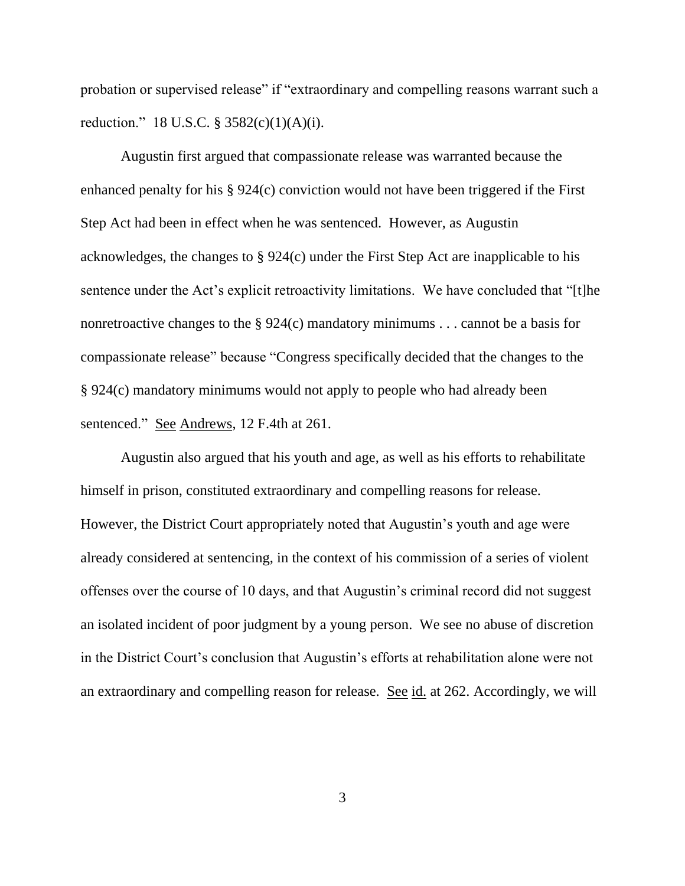probation or supervised release" if "extraordinary and compelling reasons warrant such a reduction." 18 U.S.C. § 3582(c)(1)(A)(i).

Augustin first argued that compassionate release was warranted because the enhanced penalty for his § 924(c) conviction would not have been triggered if the First Step Act had been in effect when he was sentenced. However, as Augustin acknowledges, the changes to § 924(c) under the First Step Act are inapplicable to his sentence under the Act's explicit retroactivity limitations. We have concluded that "[t]he nonretroactive changes to the § 924(c) mandatory minimums . . . cannot be a basis for compassionate release" because "Congress specifically decided that the changes to the § 924(c) mandatory minimums would not apply to people who had already been sentenced." See Andrews, 12 F.4th at 261.

Augustin also argued that his youth and age, as well as his efforts to rehabilitate himself in prison, constituted extraordinary and compelling reasons for release. However, the District Court appropriately noted that Augustin's youth and age were already considered at sentencing, in the context of his commission of a series of violent offenses over the course of 10 days, and that Augustin's criminal record did not suggest an isolated incident of poor judgment by a young person. We see no abuse of discretion in the District Court's conclusion that Augustin's efforts at rehabilitation alone were not an extraordinary and compelling reason for release. See id. at 262. Accordingly, we will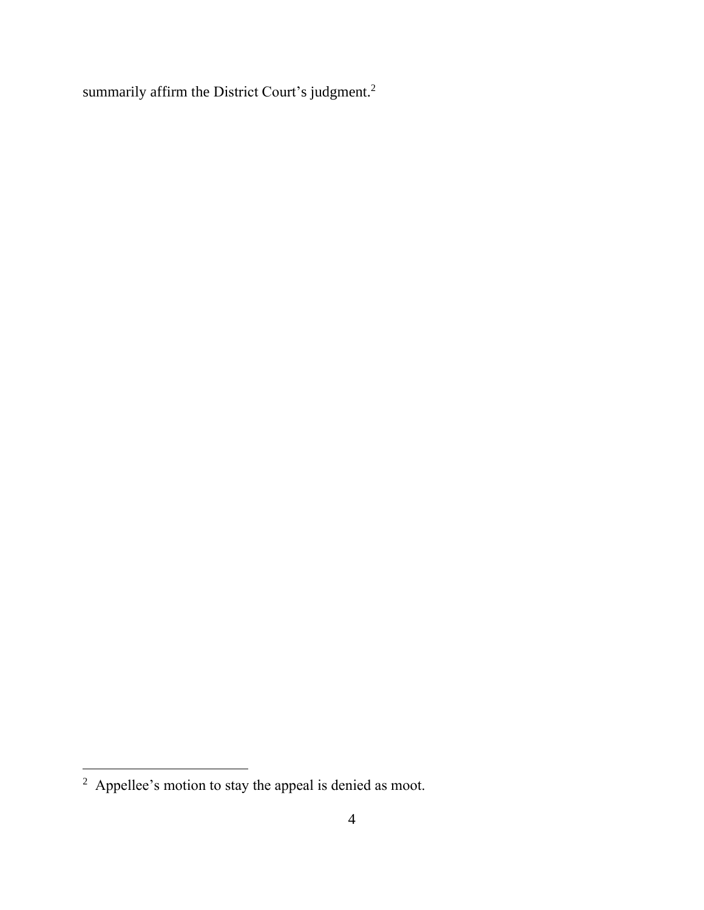summarily affirm the District Court's judgment.[2]

---

[2] Appellee's motion to stay the appeal is denied as moot.